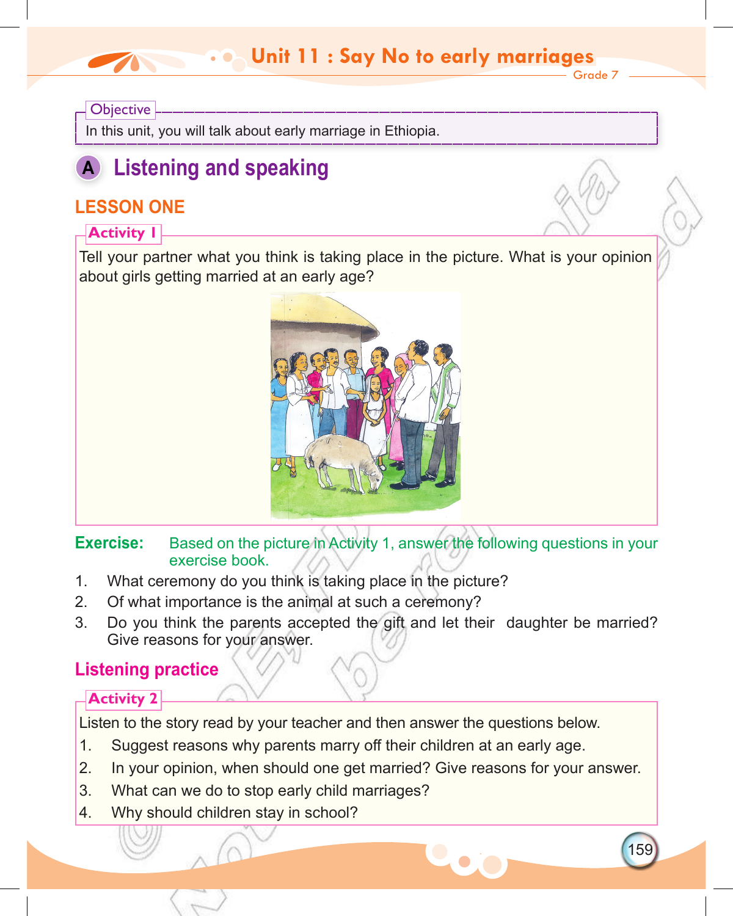# Unit 11 : Say No to early marriages

**Objective**

In this unit, you will talk about early marriage in Ethiopia.

## A Listening and speaking

### LESSON ONE

**Activity 1**

Tell your partner what you think is taking place in the picture. What is your opinion about girls getting married at an early age?

**Exercise:** Based on the picture in Activity 1, answer the following questions in your exercise book.

1. What ceremony do you think is taking place in the picture?
2. Of what importance is the animal at such a ceremony?
3. Do you think the parents accepted the gift and let their daughter be married? Give reasons for your answer.

### Listening practice

**Activity 2**

Listen to the story read by your teacher and then answer the questions below.

1. Suggest reasons why parents marry off their children at an early age.
2. In your opinion, when should one get married? Give reasons for your answer.
3. What can we do to stop early child marriages?
4. Why should children stay in school?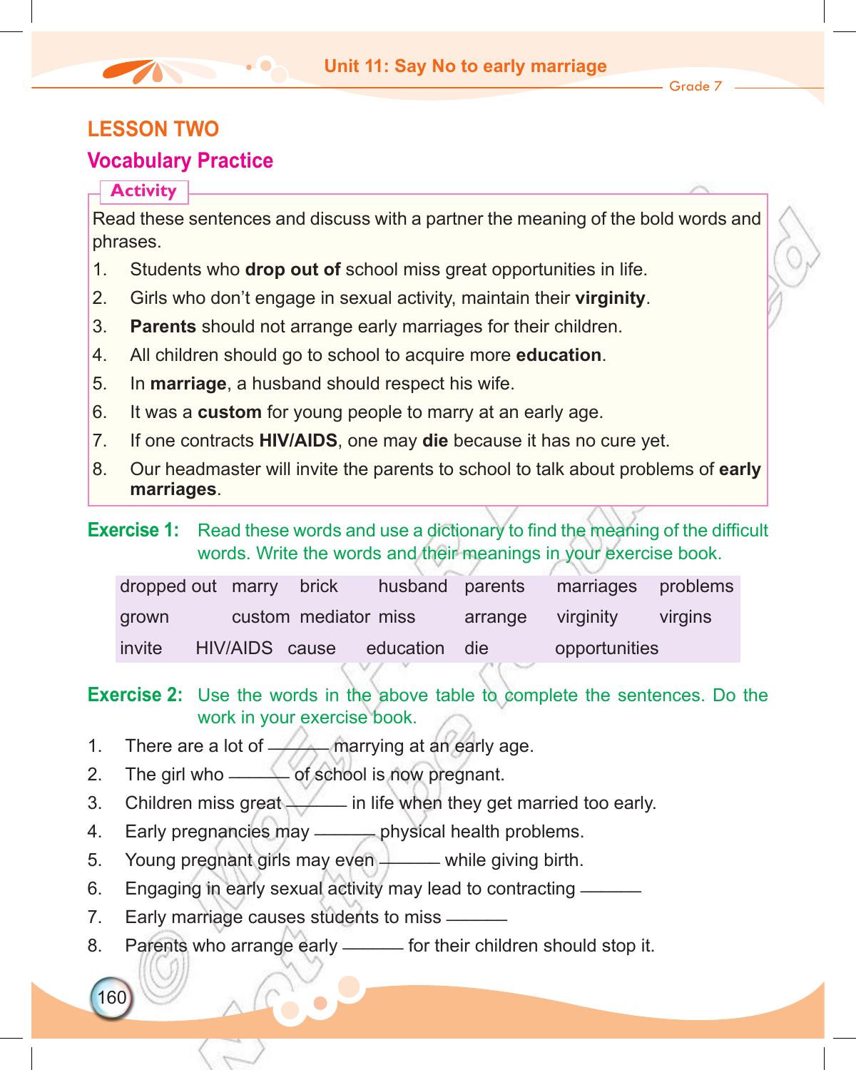## LESSON TWO

### Vocabulary Practice

**Activity**

Read these sentences and discuss with a partner the meaning of the bold words and phrases.

1. Students who **drop out of** school miss great opportunities in life.
2. Girls who don't engage in sexual activity, maintain their **virginity**.
3. **Parents** should not arrange early marriages for their children.
4. All children should go to school to acquire more **education**.
5. In **marriage**, a husband should respect his wife.
6. It was a **custom** for young people to marry at an early age.
7. If one contracts **HIV/AIDS**, one may **die** because it has no cure yet.
8. Our headmaster will invite the parents to school to talk about problems of **early marriages**.

**Exercise 1:** Read these words and use a dictionary to find the meaning of the difficult words. Write the words and their meanings in your exercise book.

| | | | | | | |
|---|---|---|---|---|---|---|
| dropped out | marry | brick | husband | parents | marriages | problems |
| grown | custom | mediator | miss | arrange | virginity | virgins |
| invite | HIV/AIDS | cause | education | die | opportunities | |

**Exercise 2:** Use the words in the above table to complete the sentences. Do the work in your exercise book.

1. There are a lot of ______ marrying at an early age.
2. The girl who ______ of school is now pregnant.
3. Children miss great ______ in life when they get married too early.
4. Early pregnancies may ______ physical health problems.
5. Young pregnant girls may even ______ while giving birth.
6. Engaging in early sexual activity may lead to contracting ______
7. Early marriage causes students to miss ______
8. Parents who arrange early ______ for their children should stop it.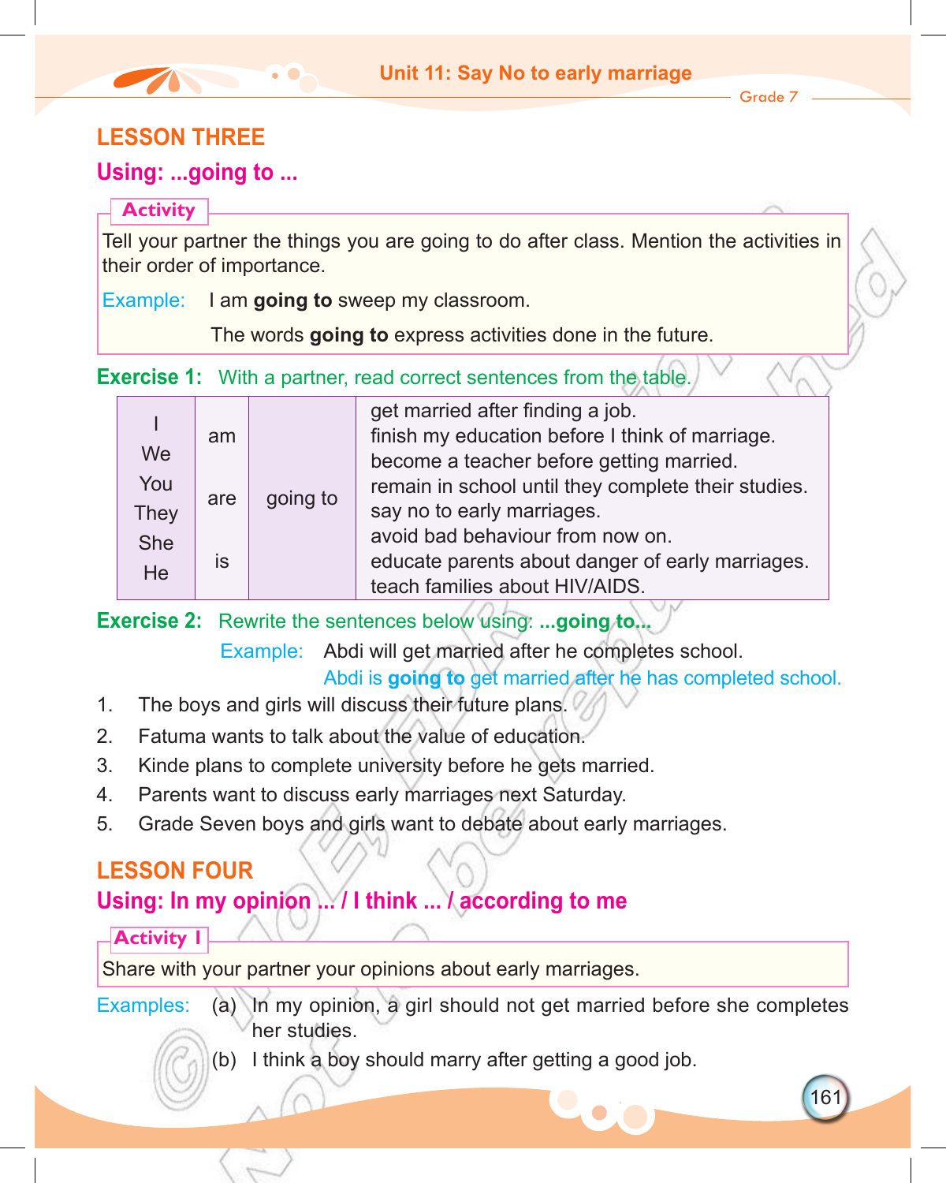## LESSON THREE

### Using: ...going to ...

**Activity**

Tell your partner the things you are going to do after class. Mention the activities in their order of importance.

Example: I am **going to** sweep my classroom.

The words **going to** express activities done in the future.

**Exercise 1:** With a partner, read correct sentences from the table.

| | | | |
|---|---|---|---|
| I<br>We<br>You<br>They<br>She<br>He | am<br><br>are<br><br>is | going to | get married after finding a job.<br>finish my education before I think of marriage.<br>become a teacher before getting married.<br>remain in school until they complete their studies.<br>say no to early marriages.<br>avoid bad behaviour from now on.<br>educate parents about danger of early marriages.<br>teach families about HIV/AIDS. |

**Exercise 2:** Rewrite the sentences below using: **...going to...**

Example: Abdi will get married after he completes school.
Abdi is **going to** get married after he has completed school.

1. The boys and girls will discuss their future plans.
2. Fatuma wants to talk about the value of education.
3. Kinde plans to complete university before he gets married.
4. Parents want to discuss early marriages next Saturday.
5. Grade Seven boys and girls want to debate about early marriages.

## LESSON FOUR

### Using: In my opinion ... / I think ... / according to me

**Activity I**

Share with your partner your opinions about early marriages.

Examples: (a) In my opinion, a girl should not get married before she completes her studies.

(b) I think a boy should marry after getting a good job.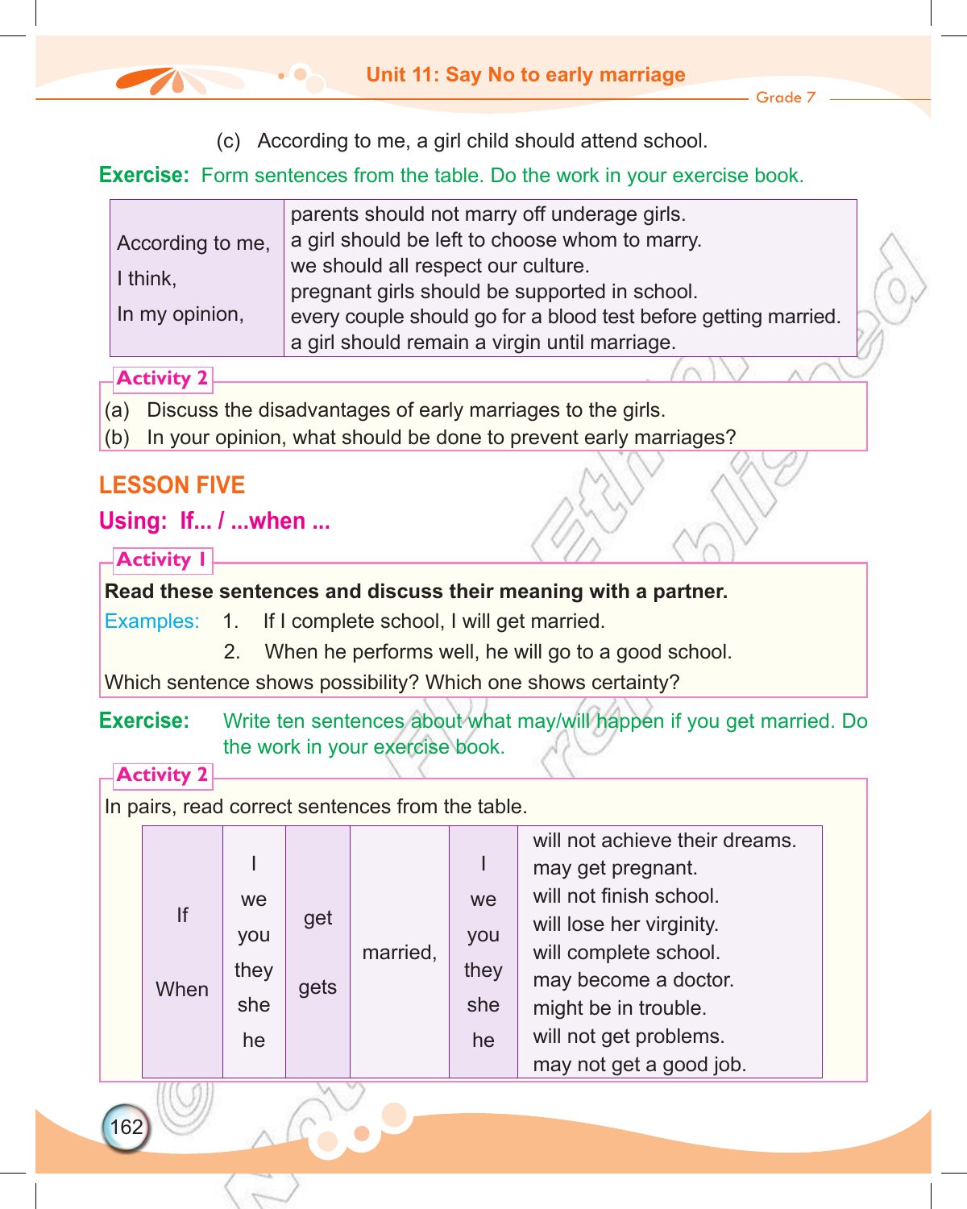(c) According to me, a girl child should attend school.

**Exercise:** Form sentences from the table. Do the work in your exercise book.

| | |
|---|---|
| According to me,<br>I think,<br>In my opinion, | parents should not marry off underage girls.<br>a girl should be left to choose whom to marry.<br>we should all respect our culture.<br>pregnant girls should be supported in school.<br>every couple should go for a blood test before getting married.<br>a girl should remain a virgin until marriage. |

**Activity 2**

(a) Discuss the disadvantages of early marriages to the girls.
(b) In your opinion, what should be done to prevent early marriages?

## LESSON FIVE

### Using: If... / ...when ...

**Activity 1**

**Read these sentences and discuss their meaning with a partner.**

Examples:
1. If I complete school, I will get married.
2. When he performs well, he will go to a good school.

Which sentence shows possibility? Which one shows certainty?

**Exercise:** Write ten sentences about what may/will happen if you get married. Do the work in your exercise book.

**Activity 2**

In pairs, read correct sentences from the table.

| | | | | | |
|---|---|---|---|---|---|
| If<br>When | I<br>we<br>you<br>they<br>she<br>he | get<br>gets | married, | I<br>we<br>you<br>they<br>she<br>he | will not achieve their dreams.<br>may get pregnant.<br>will not finish school.<br>will lose her virginity.<br>will complete school.<br>may become a doctor.<br>might be in trouble.<br>will not get problems.<br>may not get a good job. |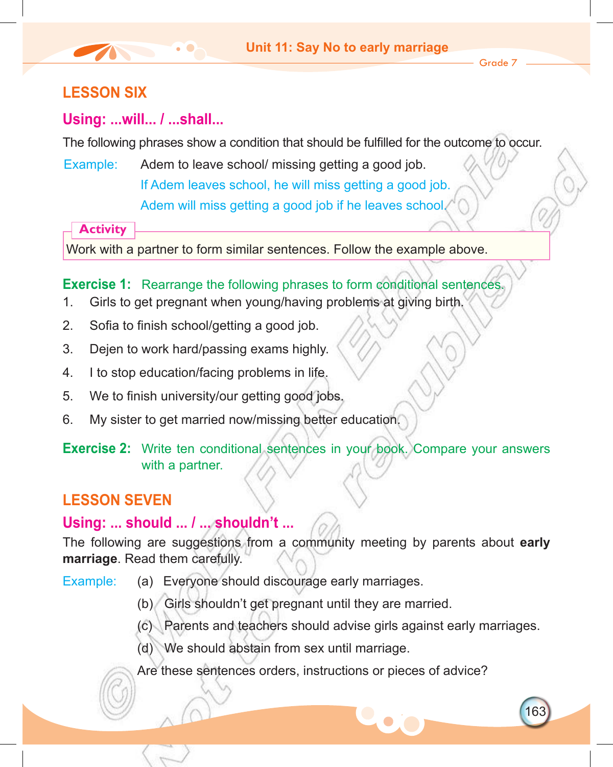## LESSON SIX

### Using: ...will... / ...shall...

The following phrases show a condition that should be fulfilled for the outcome to occur.

Example: Adem to leave school/ missing getting a good job.

If Adem leaves school, he will miss getting a good job.

Adem will miss getting a good job if he leaves school.

**Activity**

Work with a partner to form similar sentences. Follow the example above.

**Exercise 1:** Rearrange the following phrases to form conditional sentences.

1. Girls to get pregnant when young/having problems at giving birth.
2. Sofia to finish school/getting a good job.
3. Dejen to work hard/passing exams highly.
4. I to stop education/facing problems in life.
5. We to finish university/our getting good jobs.
6. My sister to get married now/missing better education.

**Exercise 2:** Write ten conditional sentences in your book. Compare your answers with a partner.

## LESSON SEVEN

### Using: ... should ... / ... shouldn't ...

The following are suggestions from a community meeting by parents about **early marriage**. Read them carefully.

Example:

(a) Everyone should discourage early marriages.

(b) Girls shouldn't get pregnant until they are married.

(c) Parents and teachers should advise girls against early marriages.

(d) We should abstain from sex until marriage.

Are these sentences orders, instructions or pieces of advice?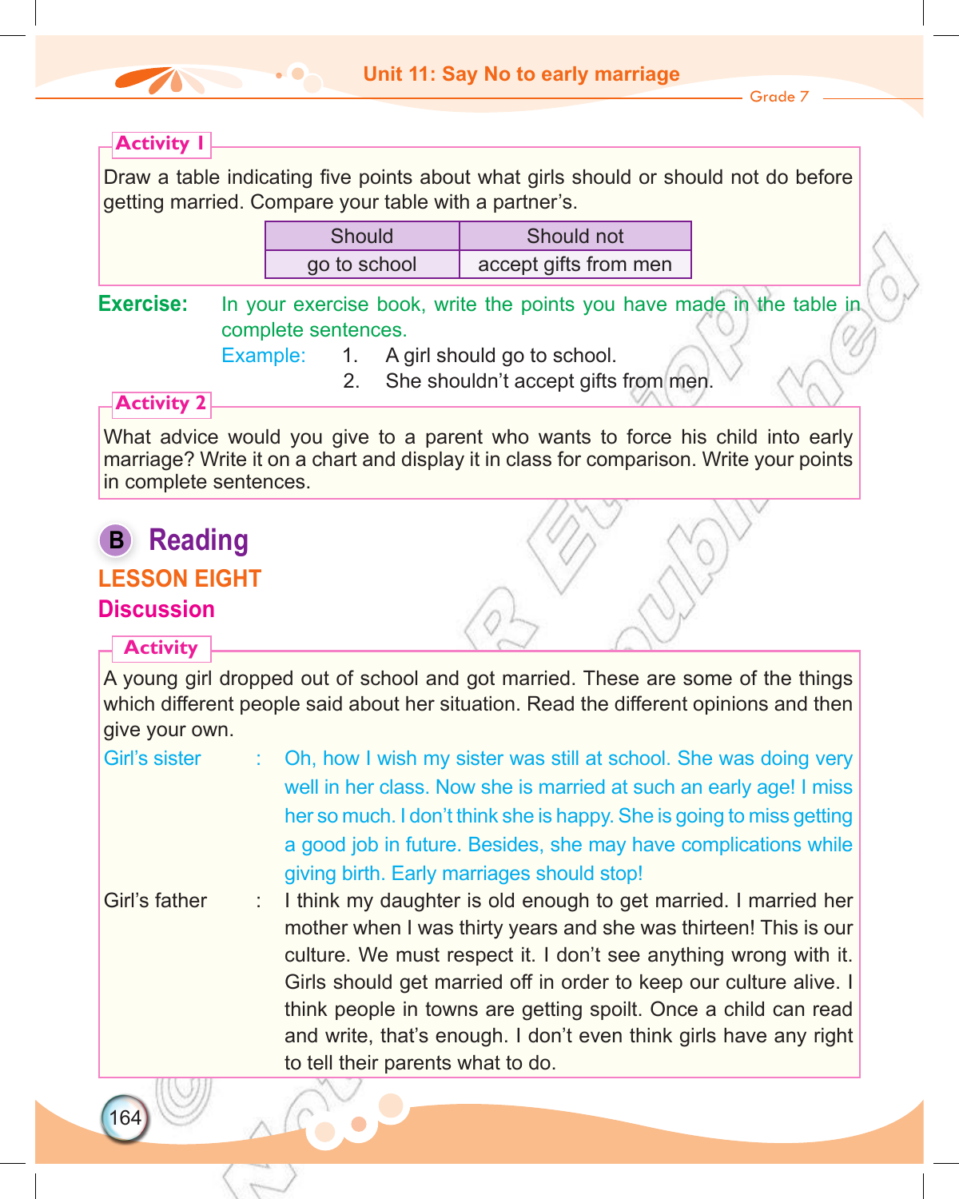**Activity 1**

Draw a table indicating five points about what girls should or should not do before getting married. Compare your table with a partner's.

| Should | Should not |
|---|---|
| go to school | accept gifts from men |

**Exercise:** In your exercise book, write the points you have made in the table in complete sentences.

Example: 1. A girl should go to school.
2. She shouldn't accept gifts from men.

**Activity 2**

What advice would you give to a parent who wants to force his child into early marriage? Write it on a chart and display it in class for comparison. Write your points in complete sentences.

# B Reading

## LESSON EIGHT

### Discussion

**Activity**

A young girl dropped out of school and got married. These are some of the things which different people said about her situation. Read the different opinions and then give your own.

Girl's sister : Oh, how I wish my sister was still at school. She was doing very well in her class. Now she is married at such an early age! I miss her so much. I don't think she is happy. She is going to miss getting a good job in future. Besides, she may have complications while giving birth. Early marriages should stop!

Girl's father : I think my daughter is old enough to get married. I married her mother when I was thirty years and she was thirteen! This is our culture. We must respect it. I don't see anything wrong with it. Girls should get married off in order to keep our culture alive. I think people in towns are getting spoilt. Once a child can read and write, that's enough. I don't even think girls have any right to tell their parents what to do.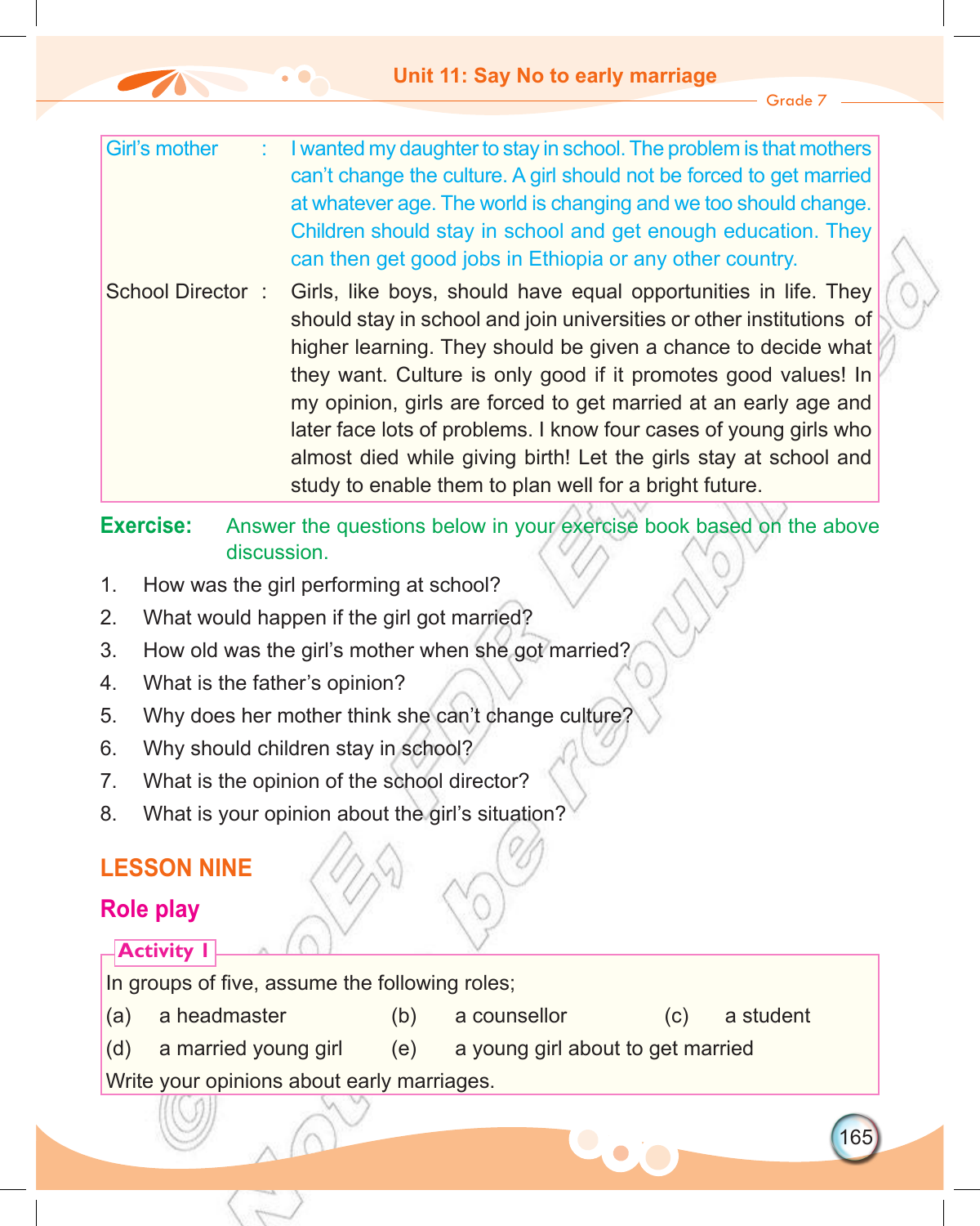| | | |
|---|---|---|
| Girl's mother | : | I wanted my daughter to stay in school. The problem is that mothers can't change the culture. A girl should not be forced to get married at whatever age. The world is changing and we too should change. Children should stay in school and get enough education. They can then get good jobs in Ethiopia or any other country. |
| School Director | : | Girls, like boys, should have equal opportunities in life. They should stay in school and join universities or other institutions of higher learning. They should be given a chance to decide what they want. Culture is only good if it promotes good values! In my opinion, girls are forced to get married at an early age and later face lots of problems. I know four cases of young girls who almost died while giving birth! Let the girls stay at school and study to enable them to plan well for a bright future. |

**Exercise:** Answer the questions below in your exercise book based on the above discussion.

1. How was the girl performing at school?
2. What would happen if the girl got married?
3. How old was the girl's mother when she got married?
4. What is the father's opinion?
5. Why does her mother think she can't change culture?
6. Why should children stay in school?
7. What is the opinion of the school director?
8. What is your opinion about the girl's situation?

## LESSON NINE

## Role play

**Activity 1**

In groups of five, assume the following roles;

(a) a headmaster (b) a counsellor (c) a student

(d) a married young girl (e) a young girl about to get married

Write your opinions about early marriages.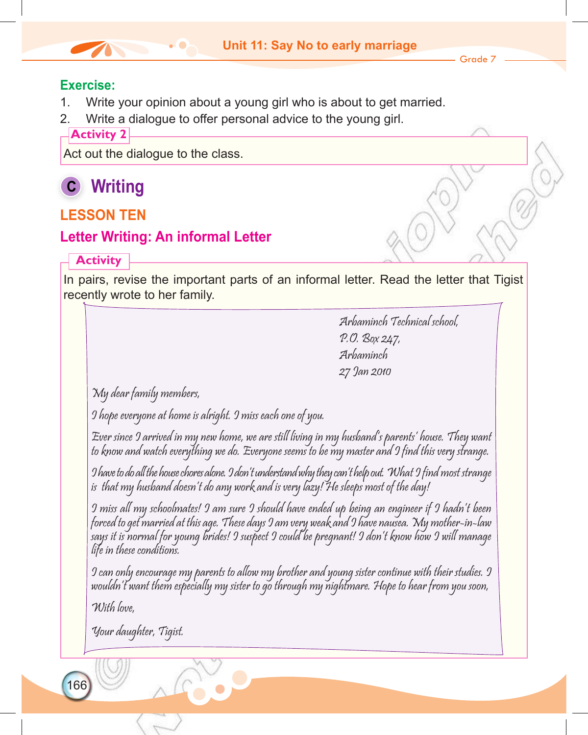**Exercise:**

1. Write your opinion about a young girl who is about to get married.
2. Write a dialogue to offer personal advice to the young girl.

**Activity 2**

Act out the dialogue to the class.

## C Writing

### LESSON TEN

### Letter Writing: An informal Letter

**Activity**

In pairs, revise the important parts of an informal letter. Read the letter that Tigist recently wrote to her family.

> Arbaminch Technical school,
> P.O. Box 247,
> Arbaminch
> 27 Jan 2010
>
> *My dear family members,*
>
> *I hope everyone at home is alright. I miss each one of you.*
>
> *Ever since I arrived in my new home, we are still living in my husband's parents' house. They want to know and watch everything we do. Everyone seems to be my master and I find this very strange.*
>
> *I have to do all the house chores alone. I don't understand why they can't help out. What I find most strange is that my husband doesn't do any work and is very lazy! He sleeps most of the day!*
>
> *I miss all my schoolmates! I am sure I should have ended up being an engineer if I hadn't been forced to get married at this age. These days I am very weak and I have nausea. My mother-in-law says it is normal for young brides! I suspect I could be pregnant! I don't know how I will manage life in these conditions.*
>
> *I can only encourage my parents to allow my brother and young sister continue with their studies. I wouldn't want them especially my sister to go through my nightmare. Hope to hear from you soon,*
>
> *With love,*
>
> *Your daughter, Tigist.*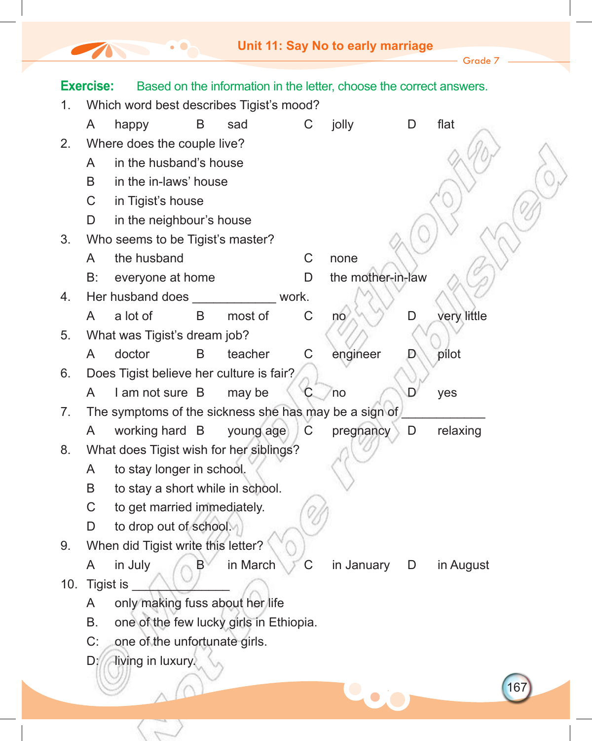**Exercise:** Based on the information in the letter, choose the correct answers.

1. Which word best describes Tigist's mood?

   A happy B sad C jolly D flat

2. Where does the couple live?

   A in the husband's house

   B in the in-laws' house

   C in Tigist's house

   D in the neighbour's house

3. Who seems to be Tigist's master?

   A the husband C none

   B: everyone at home D the mother-in-law

4. Her husband does ____________ work.

   A a lot of B most of C no D very little

5. What was Tigist's dream job?

   A doctor B teacher C engineer D pilot

6. Does Tigist believe her culture is fair?

   A I am not sure B may be C no D yes

7. The symptoms of the sickness she has may be a sign of ____________

   A working hard B young age C pregnancy D relaxing

8. What does Tigist wish for her siblings?

   A to stay longer in school.

   B to stay a short while in school.

   C to get married immediately.

   D to drop out of school.

9. When did Tigist write this letter?

   A in July B in March C in January D in August

10. Tigist is _____________

    A only making fuss about her life

    B. one of the few lucky girls in Ethiopia.

    C: one of the unfortunate girls.

    D: living in luxury.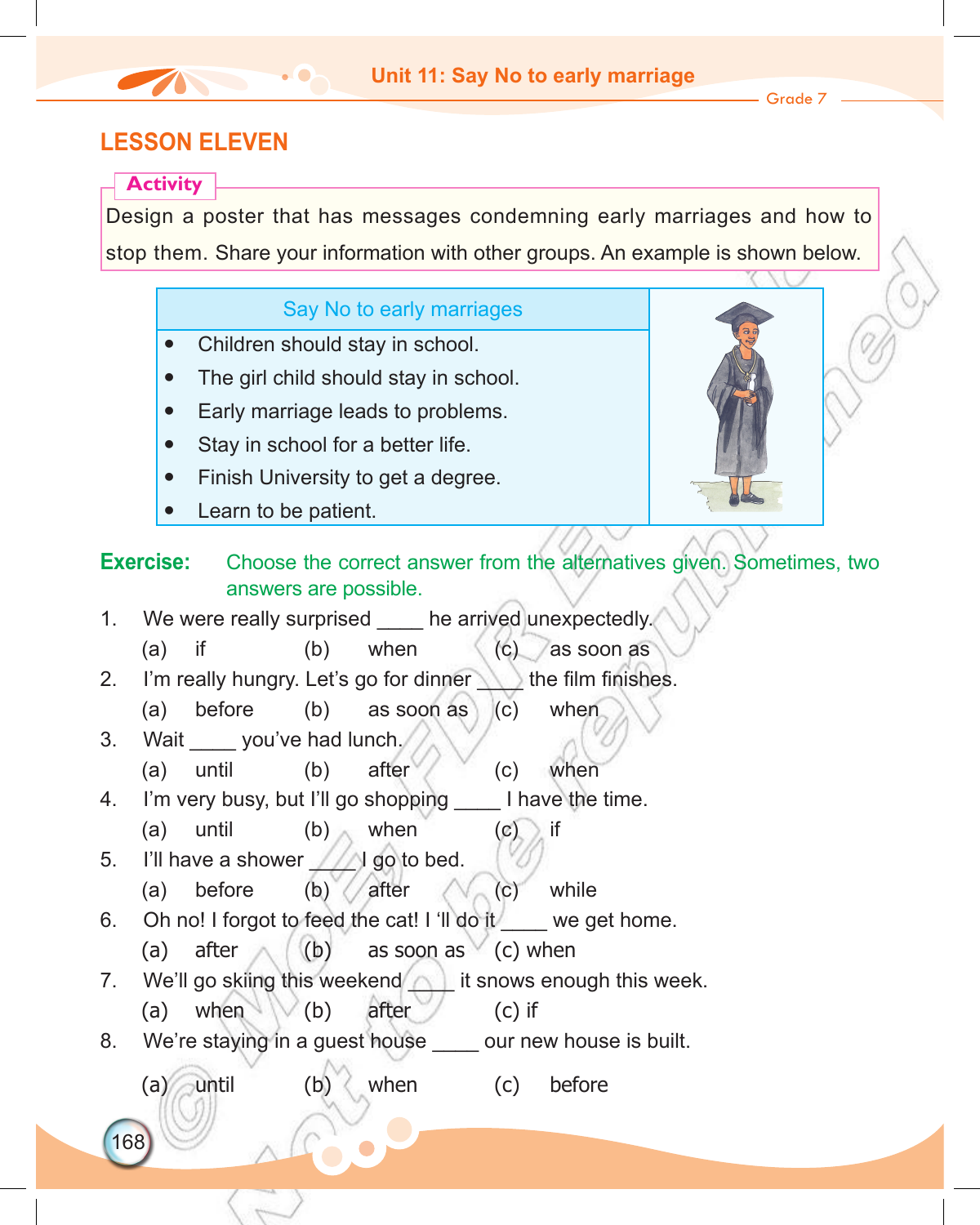## LESSON ELEVEN

**Activity**

Design a poster that has messages condemning early marriages and how to stop them. Share your information with other groups. An example is shown below.

| Say No to early marriages |
|---|
| • Children should stay in school. |
| • The girl child should stay in school. |
| • Early marriage leads to problems. |
| • Stay in school for a better life. |
| • Finish University to get a degree. |
| • Learn to be patient. |

**Exercise:** Choose the correct answer from the alternatives given. Sometimes, two answers are possible.

1. We were really surprised ____ he arrived unexpectedly.
   (a) if (b) when (c) as soon as
2. I'm really hungry. Let's go for dinner ____ the film finishes.
   (a) before (b) as soon as (c) when
3. Wait ____ you've had lunch.
   (a) until (b) after (c) when
4. I'm very busy, but I'll go shopping ____ I have the time.
   (a) until (b) when (c) if
5. I'll have a shower ____ I go to bed.
   (a) before (b) after (c) while
6. Oh no! I forgot to feed the cat! I 'll do it ____ we get home.
   (a) after (b) as soon as (c) when
7. We'll go skiing this weekend ____ it snows enough this week.
   (a) when (b) after (c) if
8. We're staying in a guest house ____ our new house is built.
   (a) until (b) when (c) before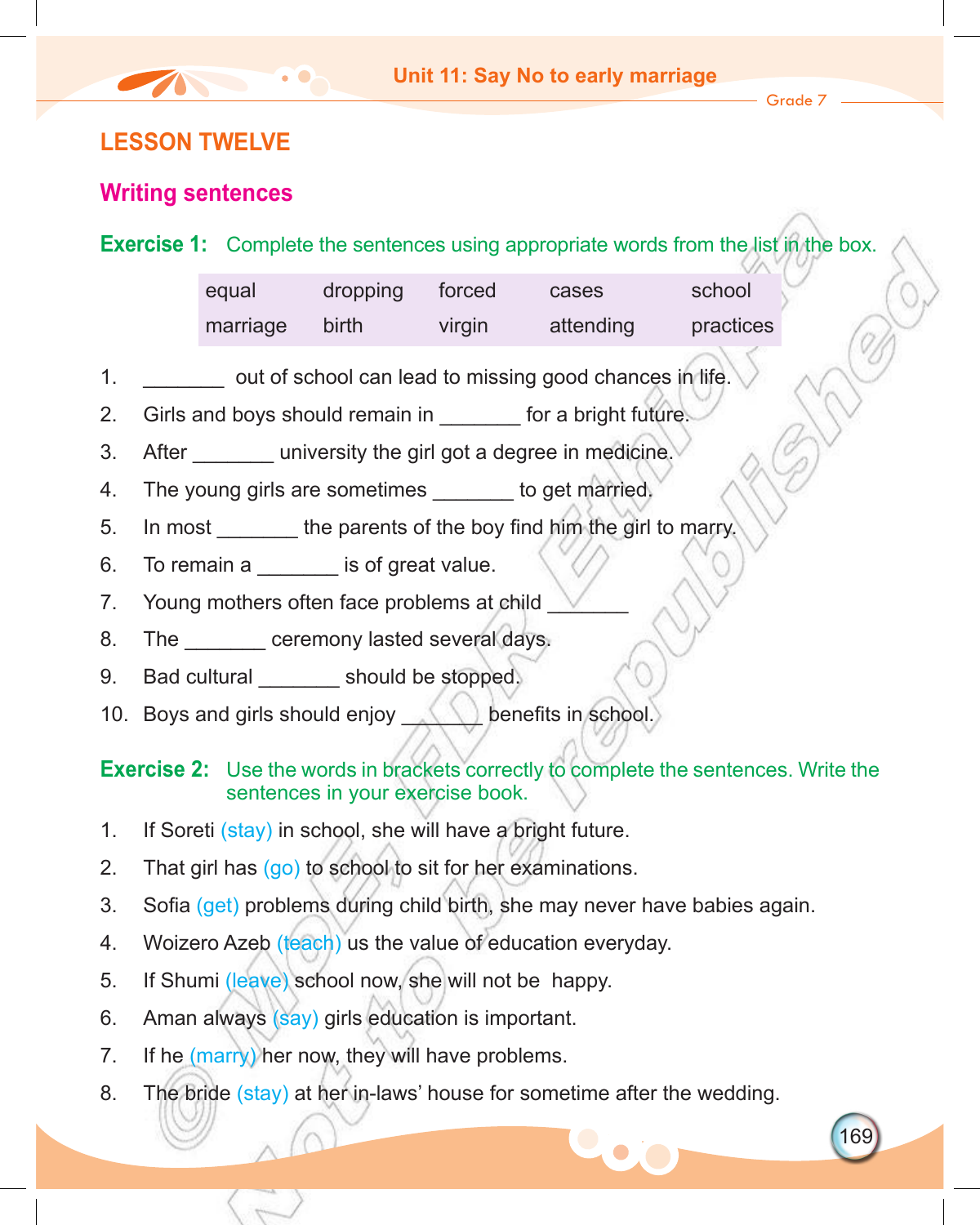## LESSON TWELVE

### Writing sentences

**Exercise 1:** Complete the sentences using appropriate words from the list in the box.

| equal | dropping | forced | cases | school |
|---|---|---|---|---|
| marriage | birth | virgin | attending | practices |

1. _______ out of school can lead to missing good chances in life.
2. Girls and boys should remain in _______ for a bright future.
3. After _______ university the girl got a degree in medicine.
4. The young girls are sometimes _______ to get married.
5. In most _______ the parents of the boy find him the girl to marry.
6. To remain a _______ is of great value.
7. Young mothers often face problems at child _______
8. The _______ ceremony lasted several days.
9. Bad cultural _______ should be stopped.
10. Boys and girls should enjoy _______ benefits in school.

**Exercise 2:** Use the words in brackets correctly to complete the sentences. Write the sentences in your exercise book.

1. If Soreti (stay) in school, she will have a bright future.
2. That girl has (go) to school to sit for her examinations.
3. Sofia (get) problems during child birth, she may never have babies again.
4. Woizero Azeb (teach) us the value of education everyday.
5. If Shumi (leave) school now, she will not be happy.
6. Aman always (say) girls education is important.
7. If he (marry) her now, they will have problems.
8. The bride (stay) at her in-laws' house for sometime after the wedding.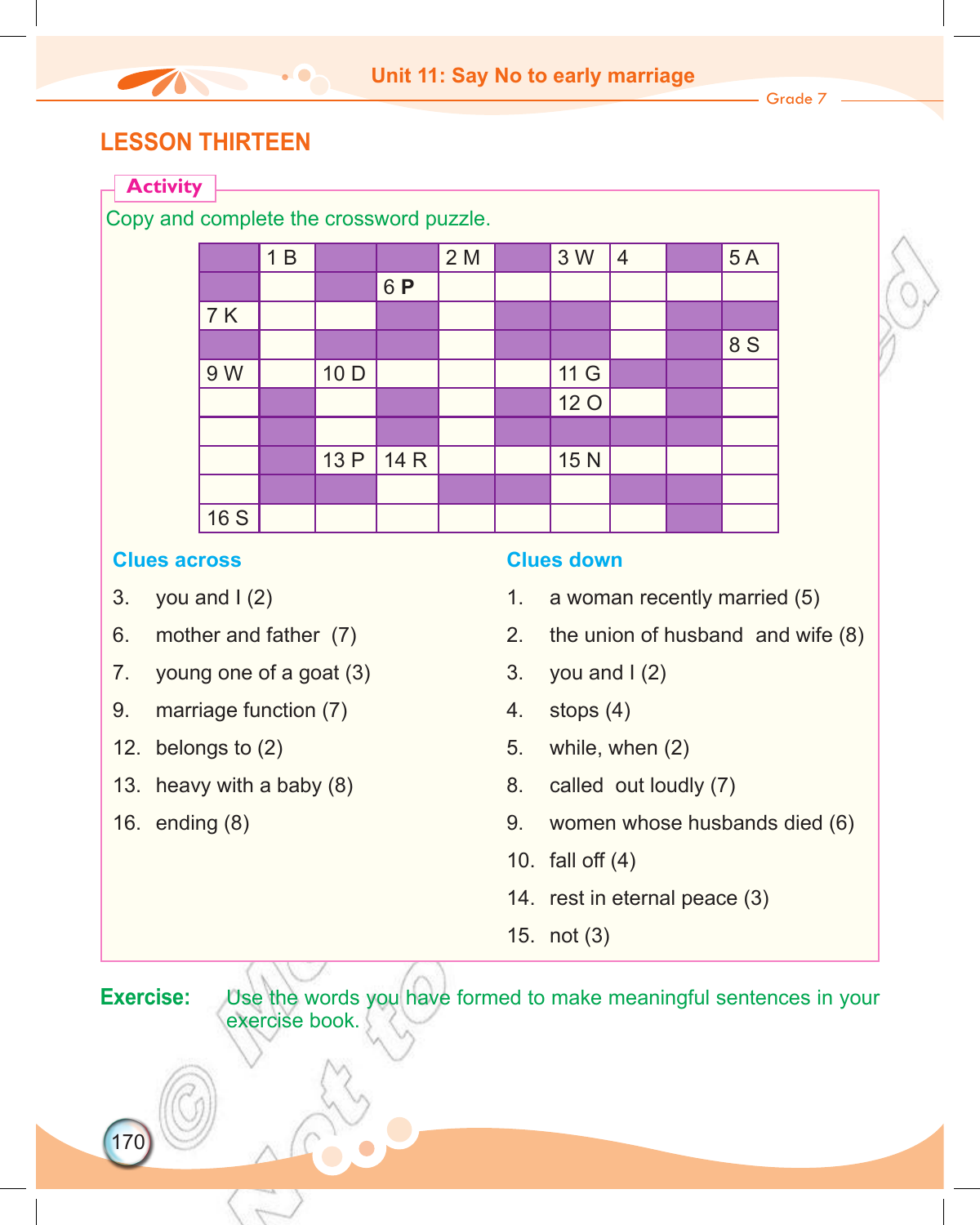## LESSON THIRTEEN

**Activity**

Copy and complete the crossword puzzle.

| | | | | | | | | | |
|---|---|---|---|---|---|---|---|---|---|
| | 1 B | | | 2 M | | 3 W | 4 | | 5 A |
| | | | 6 **P** | | | | | | |
| 7 K | | | | | | | | | |
| | | | | | | | | | 8 S |
| 9 W | | 10 D | | | | 11 G | | | |
| | | | | | | 12 O | | | |
| | | | | | | | | | |
| | | 13 P | 14 R | | | 15 N | | | |
| | | | | | | | | | |
| 16 S | | | | | | | | | |

### Clues across

3. you and I (2)
6. mother and father (7)
7. young one of a goat (3)
9. marriage function (7)
12. belongs to (2)
13. heavy with a baby (8)
16. ending (8)

### Clues down

1. a woman recently married (5)
2. the union of husband and wife (8)
3. you and I (2)
4. stops (4)
5. while, when (2)
8. called out loudly (7)
9. women whose husbands died (6)
10. fall off (4)
14. rest in eternal peace (3)
15. not (3)

**Exercise:** Use the words you have formed to make meaningful sentences in your exercise book.